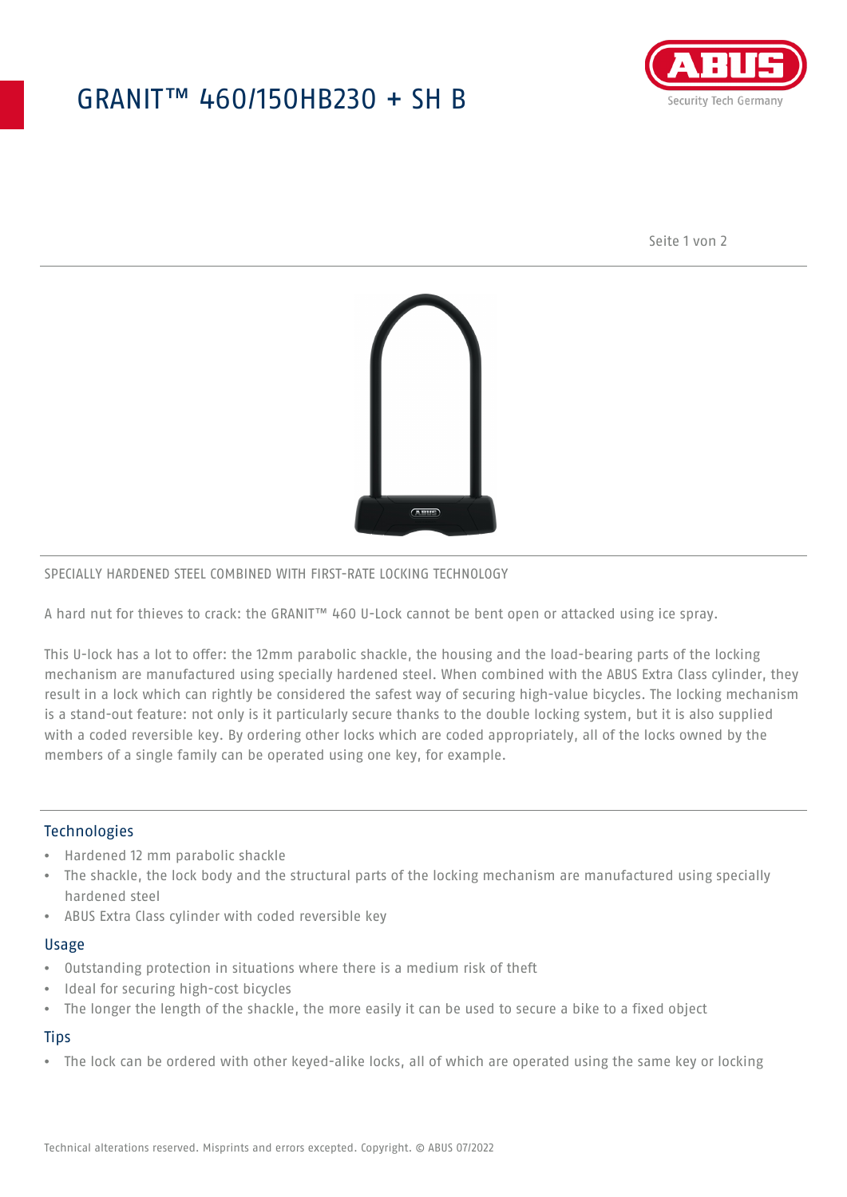# GRANIT™ 460/150HB230 + SH B

SPECIALLY HARDENED STEEL COMBINED WITH FIRST-RATE LOCKING TECHNOLOGY

A hard nut for thieves to crack: the GRANIT™ 460 U-Lock cannot be bent open or attacked using ice spray.

This U-lock has a lot to offer: the 12mm parabolic shackle, the housing and the load-bearing parts of the locking mechanism are manufactured using specially hardened steel. When combined with the ABUS Extra Class cylinder, they result in a lock which can rightly be considered the safest way of securing high-value bicycles. The locking mechanism is a stand-out feature: not only is it particularly secure thanks to the double locking system, but it is also supplied with a coded reversible key. By ordering other locks which are coded appropriately, all of the locks owned by the members of a single family can be operated using one key, for example.

## Technologies

- Hardened 12 mm parabolic shackle
- The shackle, the lock body and the structural parts of the locking mechanism are manufactured using specially hardened steel
- ABUS Extra Class cylinder with coded reversible key

## Usage

- Outstanding protection in situations where there is a medium risk of theft
- Ideal for securing high-cost bicycles
- The longer the length of the shackle, the more easily it can be used to secure a bike to a fixed object

## Tips

- The lock can be ordered with other keyed-alike locks, all of which are operated using the same key or locking

Technical alterations reserved. Misprints and errors excepted. Copyright. © ABUS 07/2022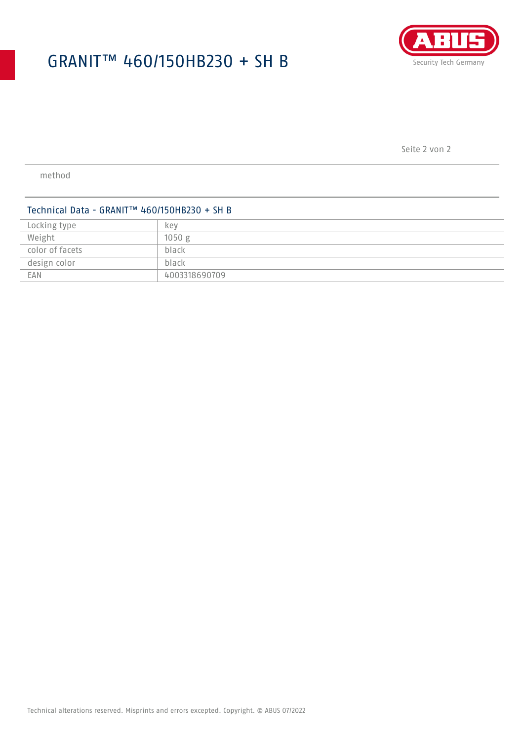method

## Technical Data - GRANIT™ 460/150HB230 + SH B

| | |
|---|---|
| Locking type | key |
| Weight | 1050 g |
| color of facets | black |
| design color | black |
| EAN | 4003318690709 |

Technical alterations reserved. Misprints and errors excepted. Copyright. © ABUS 07/2022